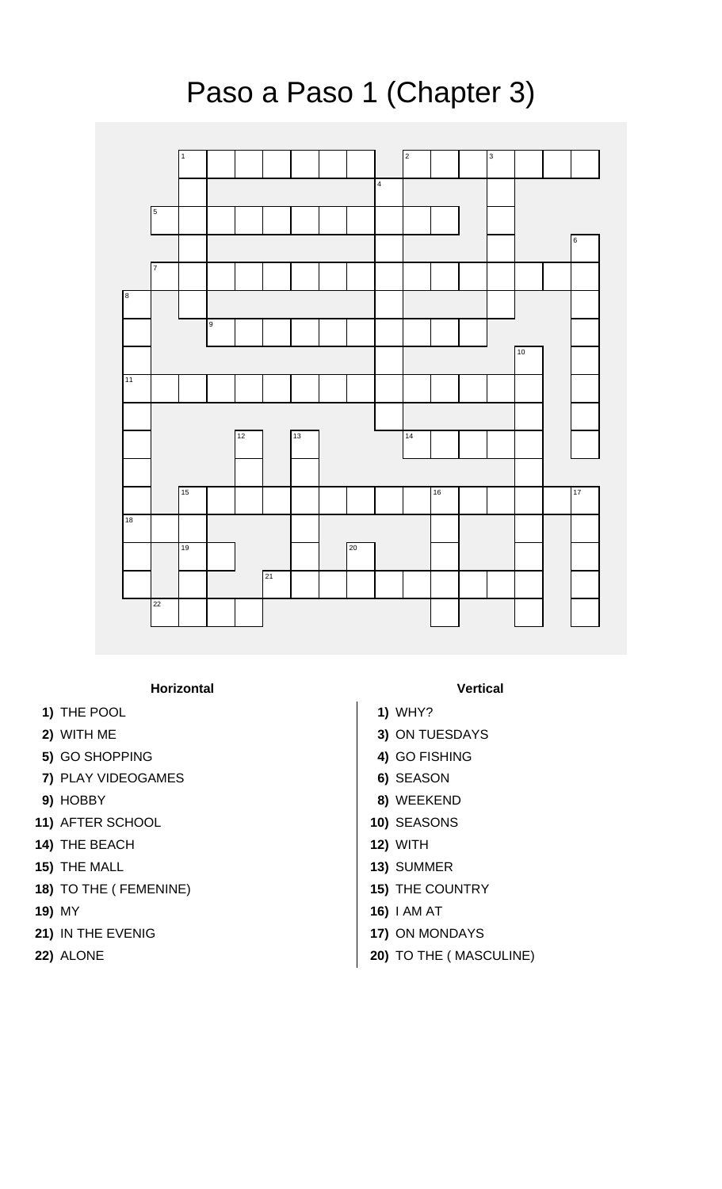# Paso a Paso 1 (Chapter 3)

**Horizontal**

1) THE POOL
2) WITH ME
5) GO SHOPPING
7) PLAY VIDEOGAMES
9) HOBBY
11) AFTER SCHOOL
14) THE BEACH
15) THE MALL
18) TO THE ( FEMENINE)
19) MY
21) IN THE EVENIG
22) ALONE

**Vertical**

1) WHY?
3) ON TUESDAYS
4) GO FISHING
6) SEASON
8) WEEKEND
10) SEASONS
12) WITH
13) SUMMER
15) THE COUNTRY
16) I AM AT
17) ON MONDAYS
20) TO THE ( MASCULINE)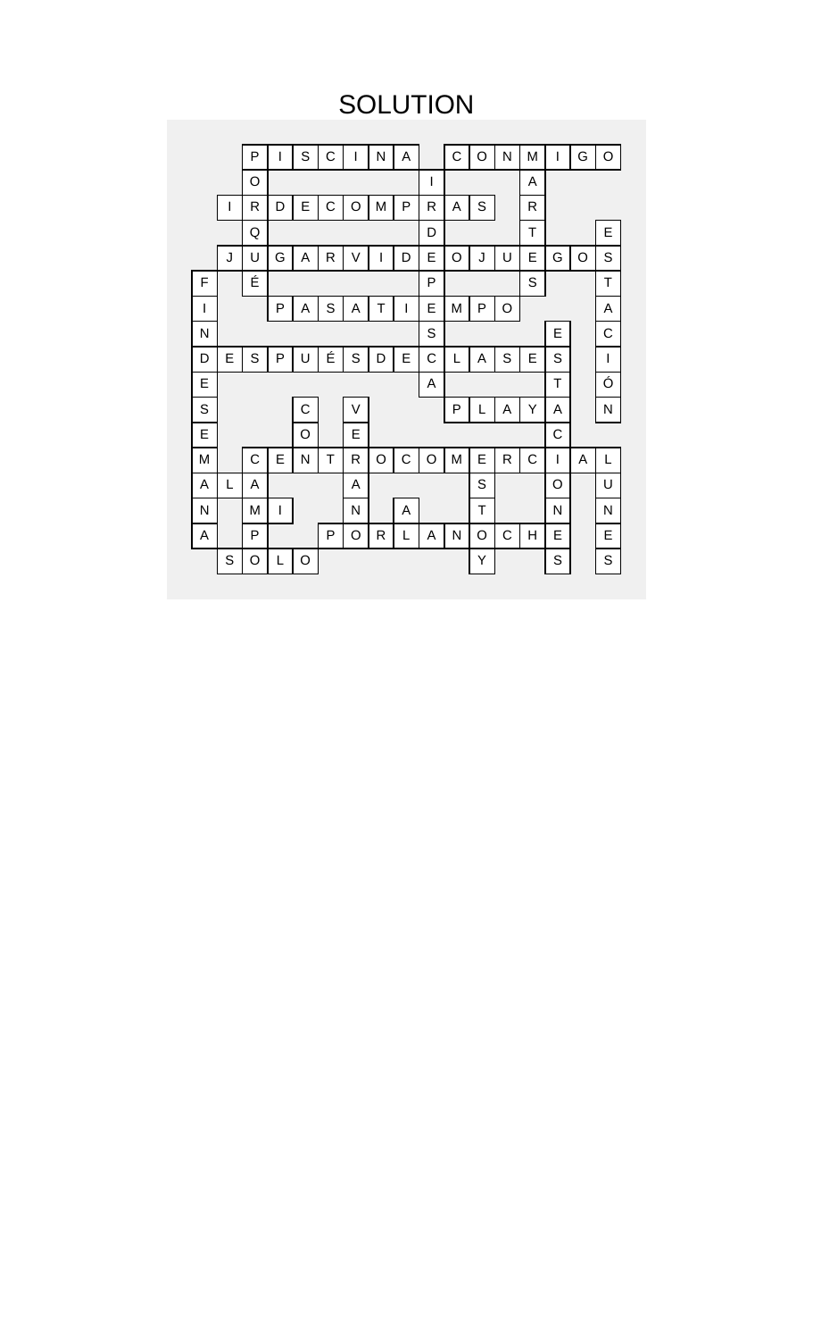# SOLUTION

| | | | | | | | | | | | | | | | | |
|---|---|---|---|---|---|---|---|---|---|---|---|---|---|---|---|---|
| | | P | I | S | C | I | N | A | | C | O | N | M | I | G | O |
| | | O | | | | | | | I | | | | A | | | |
| | I | R | D | E | C | O | M | P | R | A | S | | R | | | |
| | | Q | | | | | | | D | | | | T | | | E |
| | J | U | G | A | R | V | I | D | E | O | J | U | E | G | O | S |
| F | | É | | | | | | | P | | | | S | | | T |
| I | | | P | A | S | A | T | I | E | M | P | O | | | | A |
| N | | | | | | | | | S | | | | | E | | C |
| D | E | S | P | U | É | S | D | E | C | L | A | S | E | S | | I |
| E | | | | | | | | | A | | | | | T | | Ó |
| S | | | | C | | V | | | | P | L | A | Y | A | | N |
| E | | | | O | | E | | | | | | | | C | | |
| M | | C | E | N | T | R | O | C | O | M | E | R | C | I | A | L |
| A | L | A | | | | A | | | | | S | | | O | | U |
| N | | M | I | | | N | | A | | | T | | | N | | N |
| A | | P | | | P | O | R | L | A | N | O | C | H | E | | E |
| | S | O | L | O | | | | | | | Y | | | S | | S |